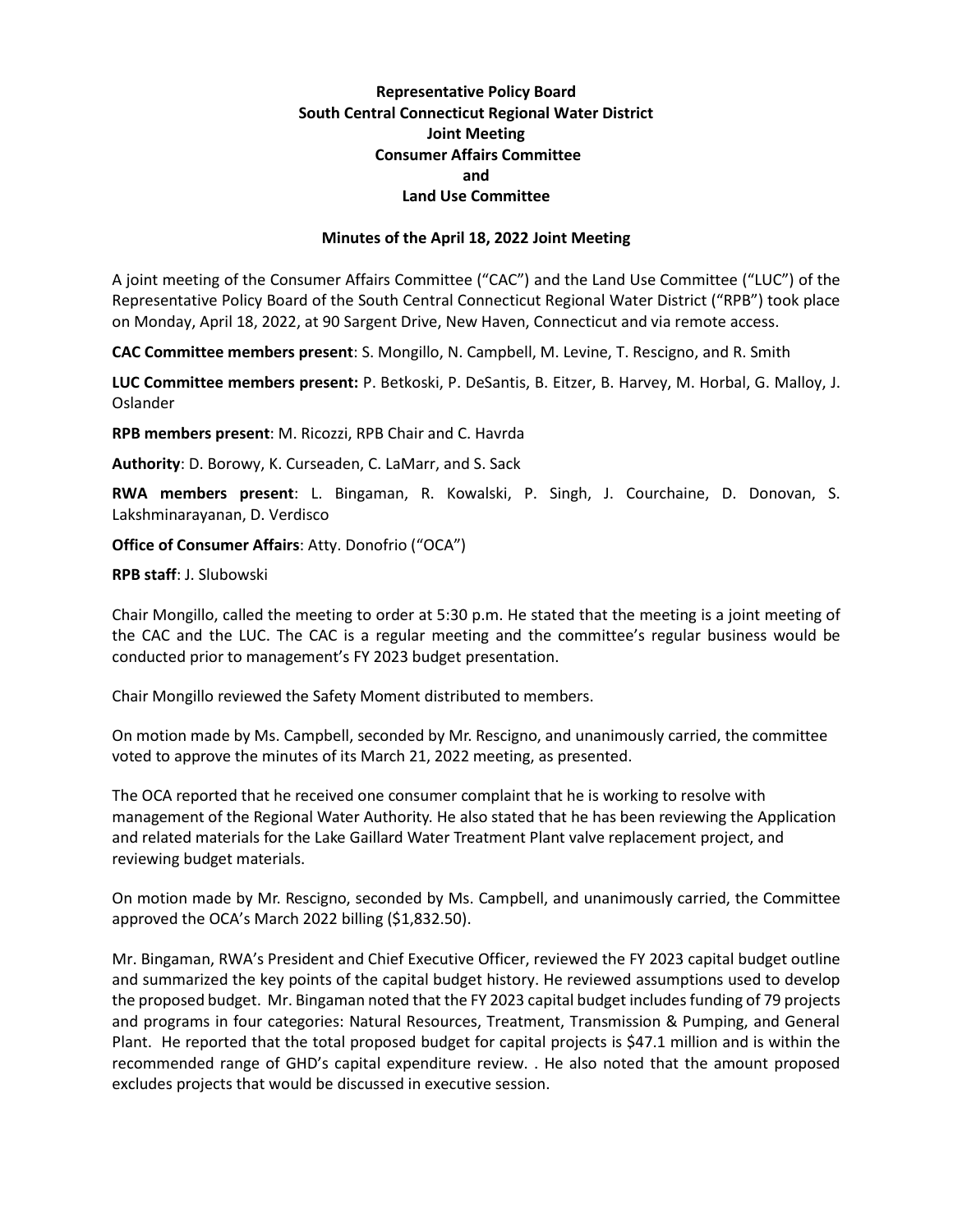**Representative Policy Board**
**South Central Connecticut Regional Water District**
**Joint Meeting**
**Consumer Affairs Committee**
**and**
**Land Use Committee**

**Minutes of the April 18, 2022 Joint Meeting**

A joint meeting of the Consumer Affairs Committee ("CAC") and the Land Use Committee ("LUC") of the Representative Policy Board of the South Central Connecticut Regional Water District ("RPB") took place on Monday, April 18, 2022, at 90 Sargent Drive, New Haven, Connecticut and via remote access.

**CAC Committee members present**: S. Mongillo, N. Campbell, M. Levine, T. Rescigno, and R. Smith

**LUC Committee members present:** P. Betkoski, P. DeSantis, B. Eitzer, B. Harvey, M. Horbal, G. Malloy, J. Oslander

**RPB members present**: M. Ricozzi, RPB Chair and C. Havrda

**Authority**: D. Borowy, K. Curseaden, C. LaMarr, and S. Sack

**RWA members present**: L. Bingaman, R. Kowalski, P. Singh, J. Courchaine, D. Donovan, S. Lakshminarayanan, D. Verdisco

**Office of Consumer Affairs**: Atty. Donofrio ("OCA")

**RPB staff**: J. Slubowski

Chair Mongillo, called the meeting to order at 5:30 p.m. He stated that the meeting is a joint meeting of the CAC and the LUC. The CAC is a regular meeting and the committee's regular business would be conducted prior to management's FY 2023 budget presentation.

Chair Mongillo reviewed the Safety Moment distributed to members.

On motion made by Ms. Campbell, seconded by Mr. Rescigno, and unanimously carried, the committee voted to approve the minutes of its March 21, 2022 meeting, as presented.

The OCA reported that he received one consumer complaint that he is working to resolve with management of the Regional Water Authority. He also stated that he has been reviewing the Application and related materials for the Lake Gaillard Water Treatment Plant valve replacement project, and reviewing budget materials.

On motion made by Mr. Rescigno, seconded by Ms. Campbell, and unanimously carried, the Committee approved the OCA's March 2022 billing ($1,832.50).

Mr. Bingaman, RWA's President and Chief Executive Officer, reviewed the FY 2023 capital budget outline and summarized the key points of the capital budget history. He reviewed assumptions used to develop the proposed budget. Mr. Bingaman noted that the FY 2023 capital budget includes funding of 79 projects and programs in four categories: Natural Resources, Treatment, Transmission & Pumping, and General Plant. He reported that the total proposed budget for capital projects is $47.1 million and is within the recommended range of GHD's capital expenditure review. . He also noted that the amount proposed excludes projects that would be discussed in executive session.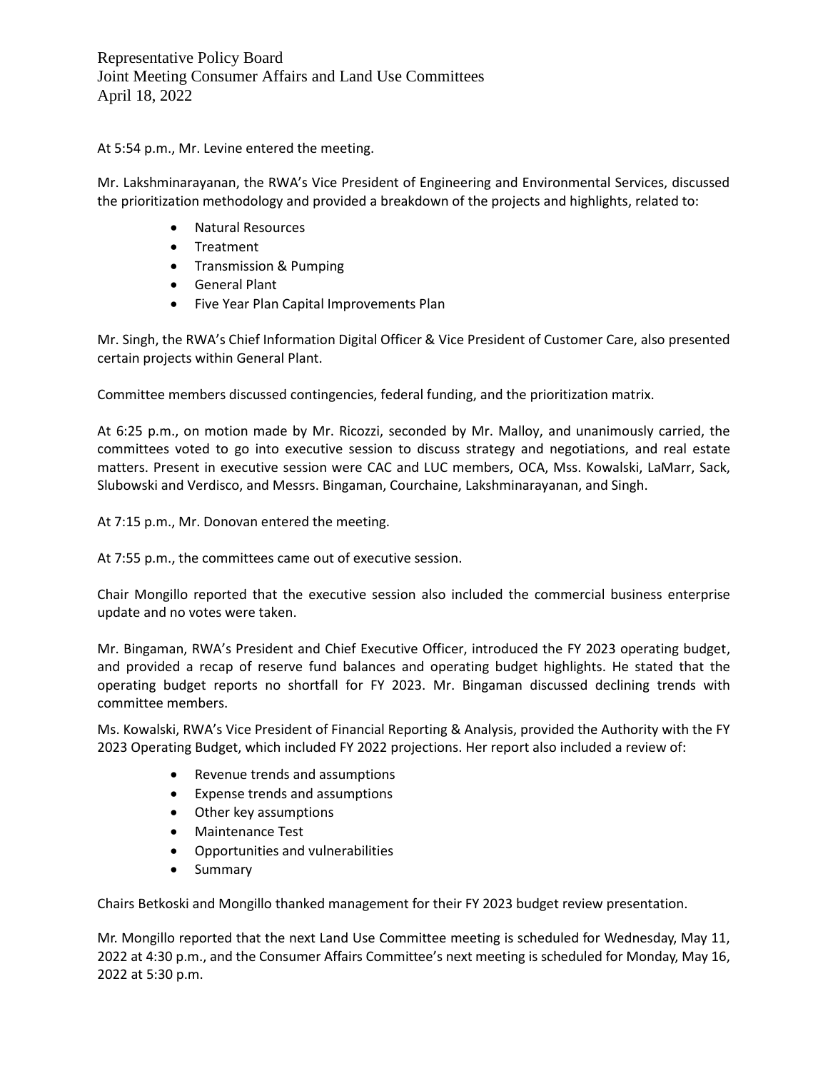At 5:54 p.m., Mr. Levine entered the meeting.

Mr. Lakshminarayanan, the RWA's Vice President of Engineering and Environmental Services, discussed the prioritization methodology and provided a breakdown of the projects and highlights, related to:

- Natural Resources
- Treatment
- Transmission & Pumping
- General Plant
- Five Year Plan Capital Improvements Plan

Mr. Singh, the RWA's Chief Information Digital Officer & Vice President of Customer Care, also presented certain projects within General Plant.

Committee members discussed contingencies, federal funding, and the prioritization matrix.

At 6:25 p.m., on motion made by Mr. Ricozzi, seconded by Mr. Malloy, and unanimously carried, the committees voted to go into executive session to discuss strategy and negotiations, and real estate matters. Present in executive session were CAC and LUC members, OCA, Mss. Kowalski, LaMarr, Sack, Slubowski and Verdisco, and Messrs. Bingaman, Courchaine, Lakshminarayanan, and Singh.

At 7:15 p.m., Mr. Donovan entered the meeting.

At 7:55 p.m., the committees came out of executive session.

Chair Mongillo reported that the executive session also included the commercial business enterprise update and no votes were taken.

Mr. Bingaman, RWA's President and Chief Executive Officer, introduced the FY 2023 operating budget, and provided a recap of reserve fund balances and operating budget highlights. He stated that the operating budget reports no shortfall for FY 2023. Mr. Bingaman discussed declining trends with committee members.

Ms. Kowalski, RWA's Vice President of Financial Reporting & Analysis, provided the Authority with the FY 2023 Operating Budget, which included FY 2022 projections. Her report also included a review of:

- Revenue trends and assumptions
- Expense trends and assumptions
- Other key assumptions
- Maintenance Test
- Opportunities and vulnerabilities
- Summary

Chairs Betkoski and Mongillo thanked management for their FY 2023 budget review presentation.

Mr. Mongillo reported that the next Land Use Committee meeting is scheduled for Wednesday, May 11, 2022 at 4:30 p.m., and the Consumer Affairs Committee's next meeting is scheduled for Monday, May 16, 2022 at 5:30 p.m.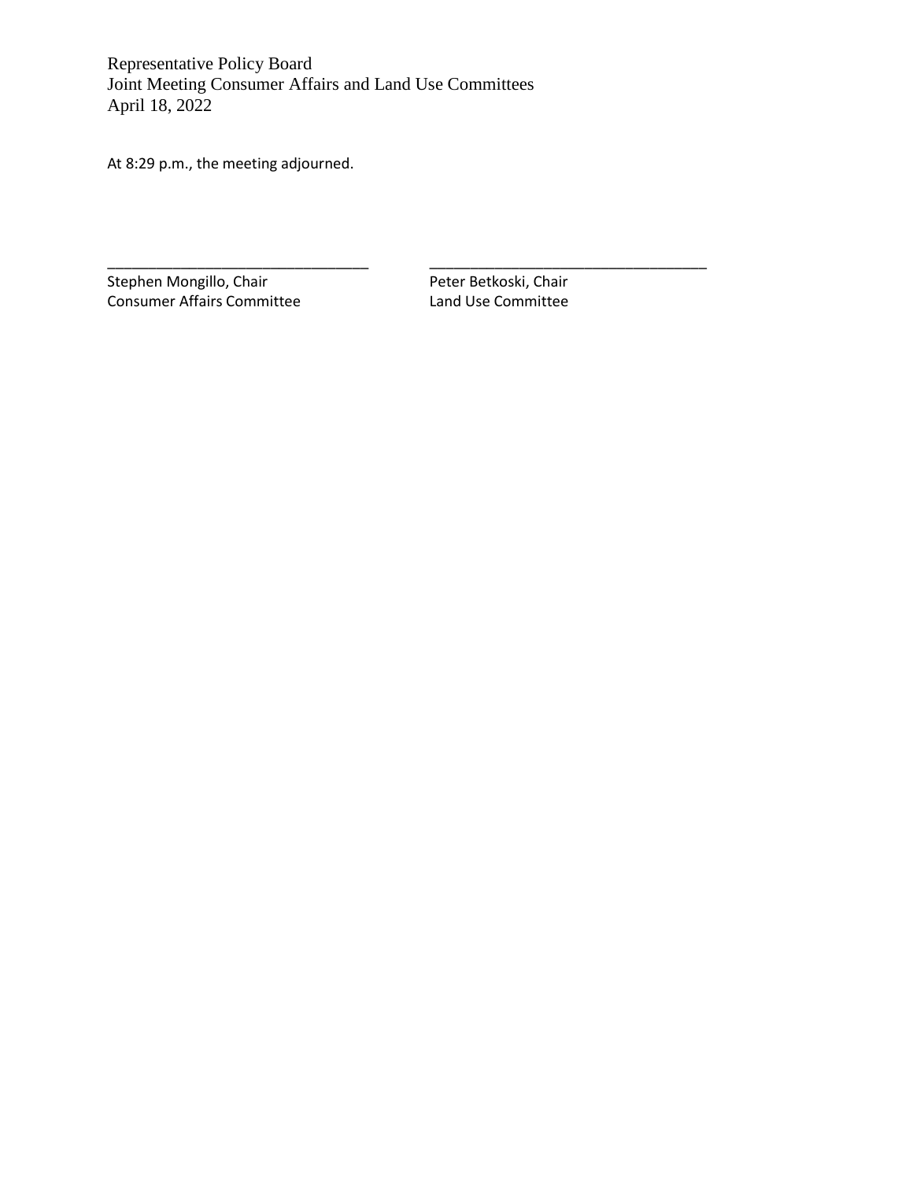At 8:29 p.m., the meeting adjourned.

| | |
|---|---|
| ________________________________ | ________________________________ |
| Stephen Mongillo, Chair | Peter Betkoski, Chair |
| Consumer Affairs Committee | Land Use Committee |